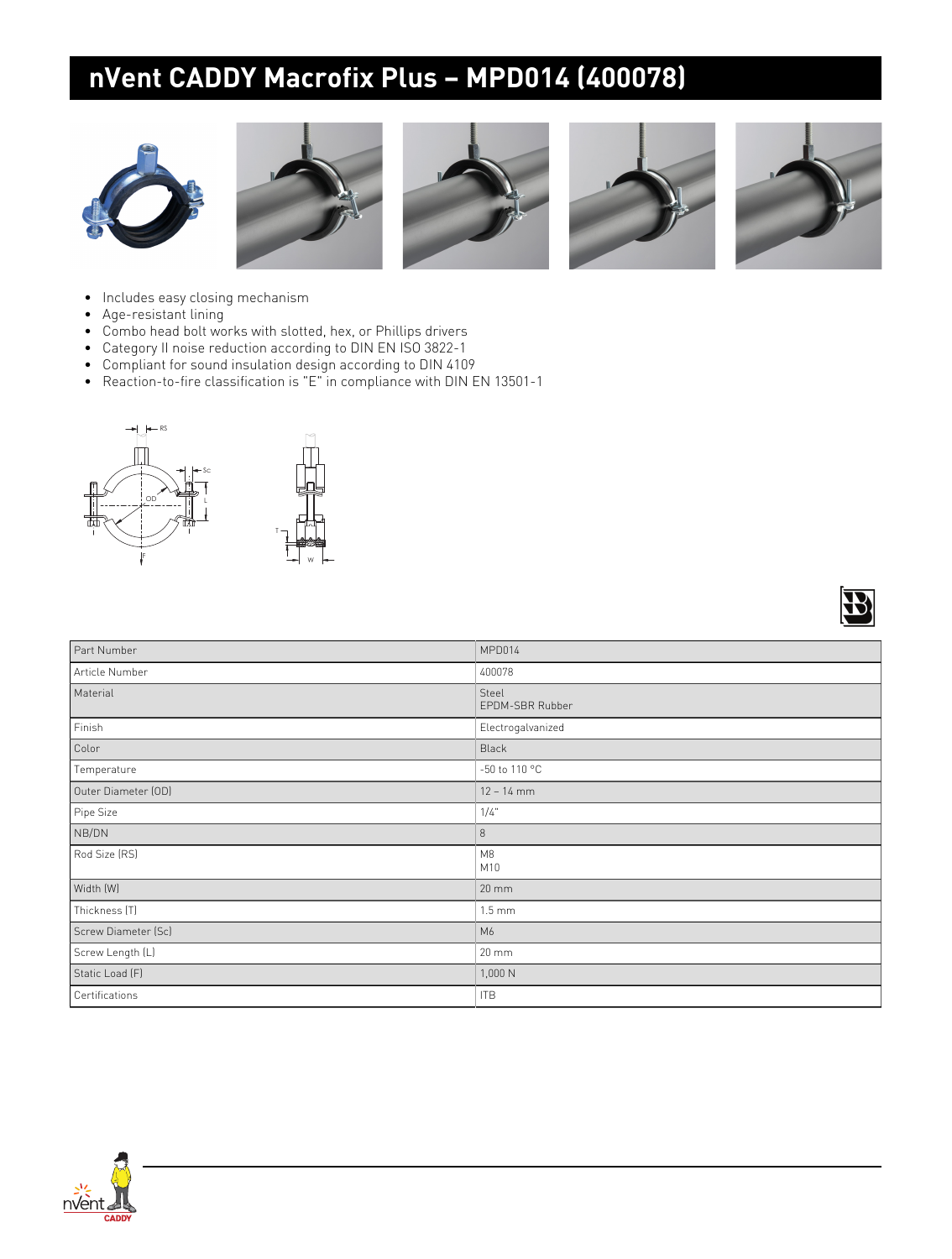# nVent CADDY Macrofix Plus – MPD014 (400078)

- Includes easy closing mechanism
- Age-resistant lining
- Combo head bolt works with slotted, hex, or Phillips drivers
- Category II noise reduction according to DIN EN ISO 3822-1
- Compliant for sound insulation design according to DIN 4109
- Reaction-to-fire classification is "E" in compliance with DIN EN 13501-1

| Part Number | MPD014 |
|---|---|
| Article Number | 400078 |
| Material | Steel<br>EPDM-SBR Rubber |
| Finish | Electrogalvanized |
| Color | Black |
| Temperature | -50 to 110 °C |
| Outer Diameter (OD) | 12 – 14 mm |
| Pipe Size | 1/4" |
| NB/DN | 8 |
| Rod Size (RS) | M8<br>M10 |
| Width (W) | 20 mm |
| Thickness (T) | 1.5 mm |
| Screw Diameter (Sc) | M6 |
| Screw Length (L) | 20 mm |
| Static Load (F) | 1,000 N |
| Certifications | ITB |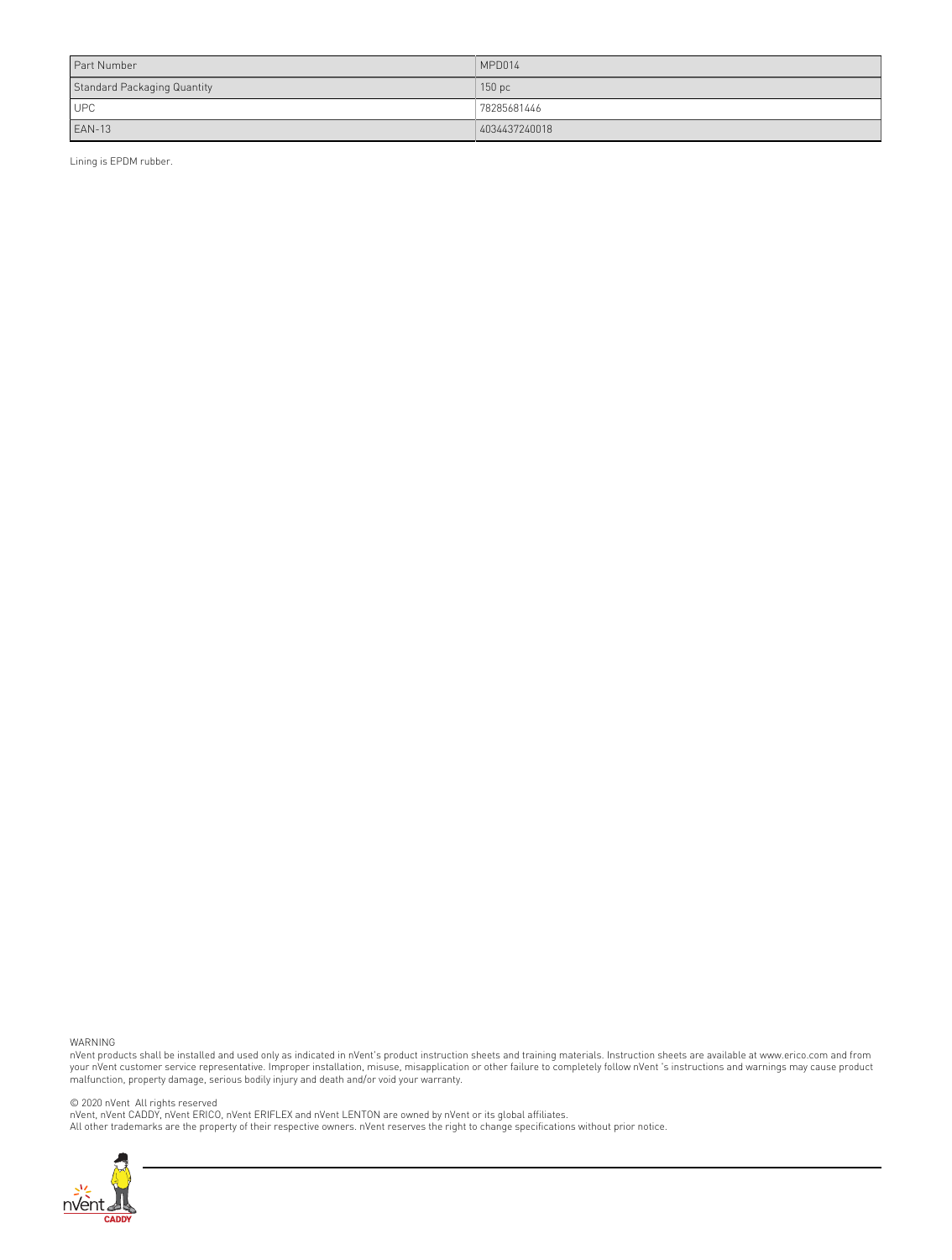| | |
|---|---|
| Part Number | MPD014 |
| Standard Packaging Quantity | 150 pc |
| UPC | 78285681446 |
| EAN-13 | 4034437240018 |

Lining is EPDM rubber.

WARNING
nVent products shall be installed and used only as indicated in nVent's product instruction sheets and training materials. Instruction sheets are available at www.erico.com and from your nVent customer service representative. Improper installation, misuse, misapplication or other failure to completely follow nVent 's instructions and warnings may cause product malfunction, property damage, serious bodily injury and death and/or void your warranty.

© 2020 nVent All rights reserved
nVent, nVent CADDY, nVent ERICO, nVent ERIFLEX and nVent LENTON are owned by nVent or its global affiliates.
All other trademarks are the property of their respective owners. nVent reserves the right to change specifications without prior notice.